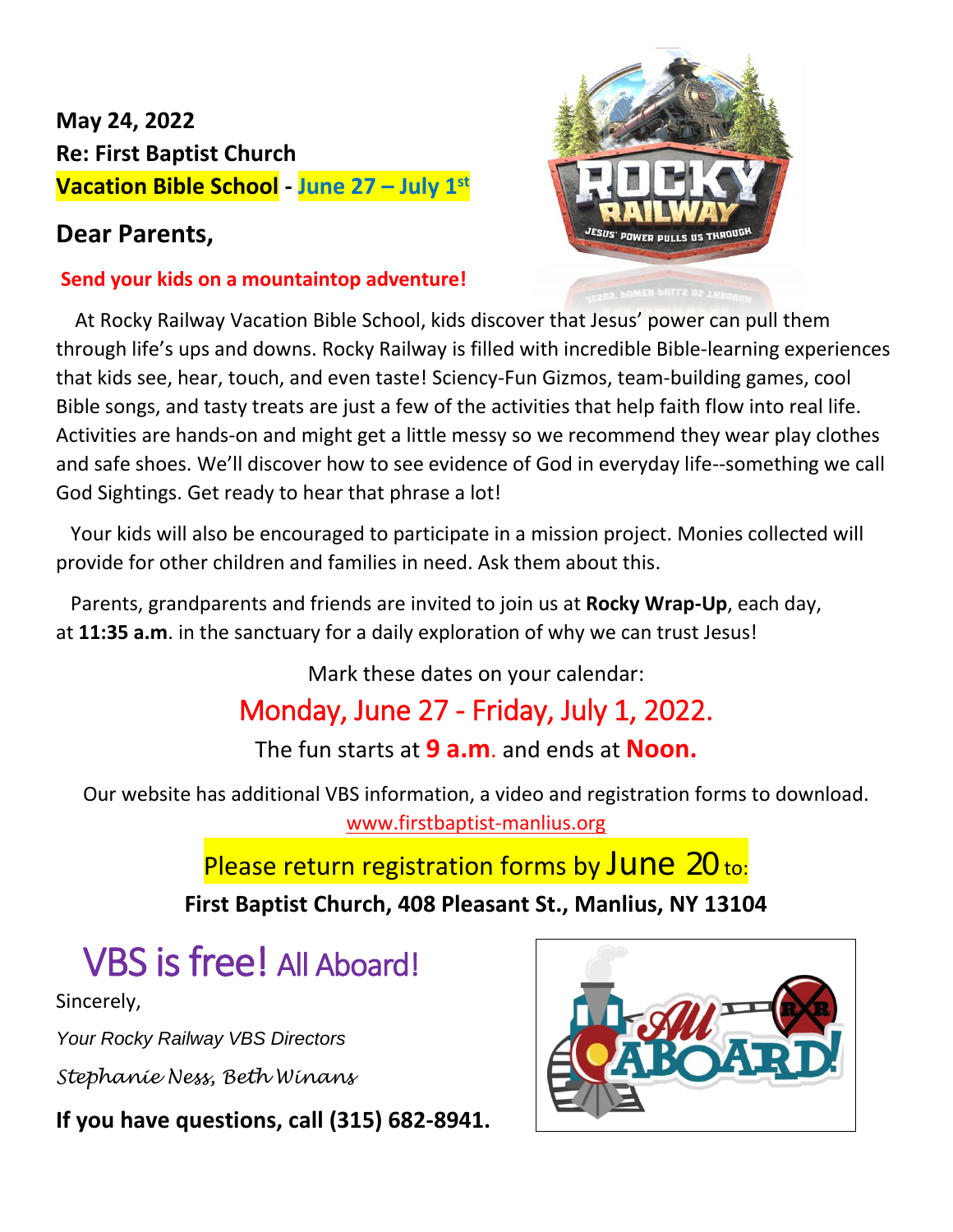**May 24, 2022**
**Re: First Baptist Church**
**Vacation Bible School - June 27 – July 1st**

## Dear Parents,

**Send your kids on a mountaintop adventure!**

At Rocky Railway Vacation Bible School, kids discover that Jesus' power can pull them through life's ups and downs. Rocky Railway is filled with incredible Bible-learning experiences that kids see, hear, touch, and even taste! Sciency-Fun Gizmos, team-building games, cool Bible songs, and tasty treats are just a few of the activities that help faith flow into real life. Activities are hands-on and might get a little messy so we recommend they wear play clothes and safe shoes. We'll discover how to see evidence of God in everyday life--something we call God Sightings. Get ready to hear that phrase a lot!

Your kids will also be encouraged to participate in a mission project. Monies collected will provide for other children and families in need. Ask them about this.

Parents, grandparents and friends are invited to join us at **Rocky Wrap-Up**, each day, at **11:35 a.m**. in the sanctuary for a daily exploration of why we can trust Jesus!

Mark these dates on your calendar:

Monday, June 27 - Friday, July 1, 2022.

The fun starts at **9 a.m**. and ends at **Noon.**

Our website has additional VBS information, a video and registration forms to download.
www.firstbaptist-manlius.org

Please return registration forms by June 20 to:

**First Baptist Church, 408 Pleasant St., Manlius, NY 13104**

VBS is free! All Aboard!

Sincerely,

*Your Rocky Railway VBS Directors*

*Stephanie Ness, Beth Winans*

**If you have questions, call (315) 682-8941.**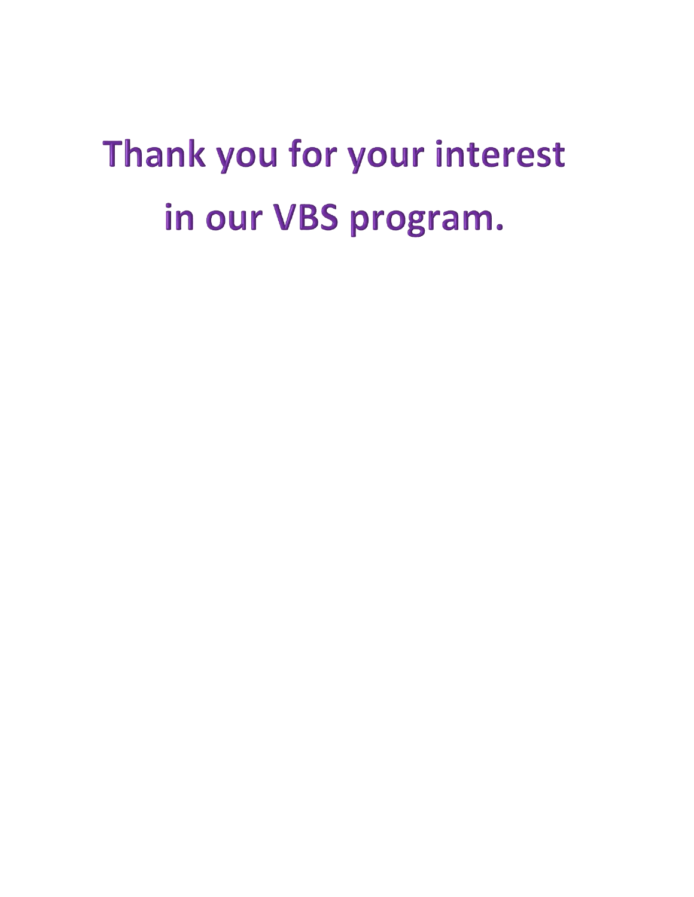# Thank you for your interest in our VBS program.